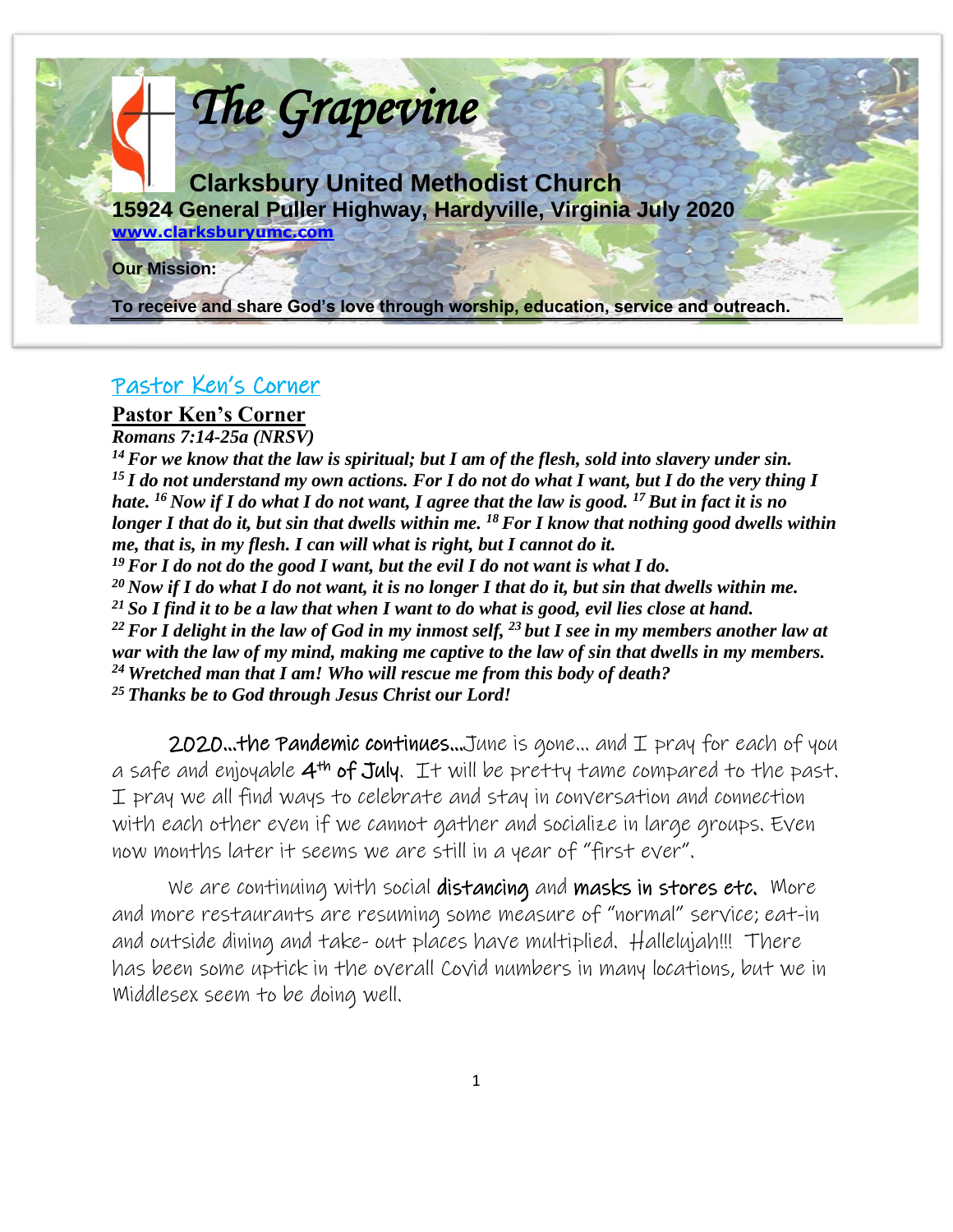# The Grapevine

## Clarksbury United Methodist Church

**15924 General Puller Highway, Hardyville, Virginia July 2020**

**www.clarksburyumc.com**

**Our Mission:**

**To receive and share God's love through worship, education, service and outreach.**

## Pastor Ken's Corner

### Pastor Ken's Corner

***Romans 7:14-25a (NRSV)***

***[14] For we know that the law is spiritual; but I am of the flesh, sold into slavery under sin. [15] I do not understand my own actions. For I do not do what I want, but I do the very thing I hate. [16] Now if I do what I do not want, I agree that the law is good. [17] But in fact it is no longer I that do it, but sin that dwells within me. [18] For I know that nothing good dwells within me, that is, in my flesh. I can will what is right, but I cannot do it.***
***[19] For I do not do the good I want, but the evil I do not want is what I do.***
***[20] Now if I do what I do not want, it is no longer I that do it, but sin that dwells within me.***
***[21] So I find it to be a law that when I want to do what is good, evil lies close at hand.***
***[22] For I delight in the law of God in my inmost self, [23] but I see in my members another law at war with the law of my mind, making me captive to the law of sin that dwells in my members.***
***[24] Wretched man that I am! Who will rescue me from this body of death?***
***[25] Thanks be to God through Jesus Christ our Lord!***

**2020…the Pandemic continues…**June is gone… and I pray for each of you a safe and enjoyable **4th of July**. It will be pretty tame compared to the past. I pray we all find ways to celebrate and stay in conversation and connection with each other even if we cannot gather and socialize in large groups. Even now months later it seems we are still in a year of "first ever".

We are continuing with social **distancing** and **masks in stores etc.** More and more restaurants are resuming some measure of "normal" service; eat-in and outside dining and take- out places have multiplied. Hallelujah!!! There has been some uptick in the overall Covid numbers in many locations, but we in Middlesex seem to be doing well.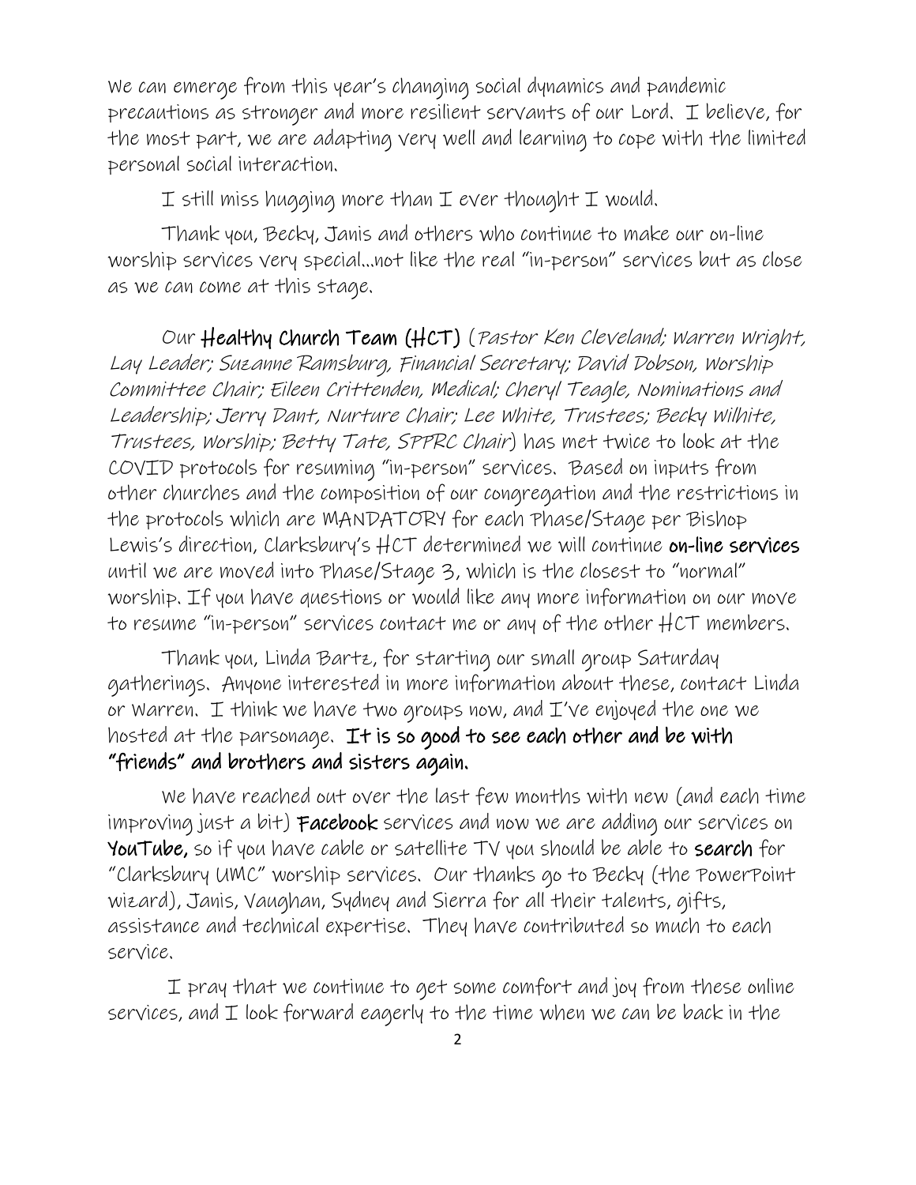We can emerge from this year's changing social dynamics and pandemic precautions as stronger and more resilient servants of our Lord. I believe, for the most part, we are adapting very well and learning to cope with the limited personal social interaction.

I still miss hugging more than I ever thought I would.

Thank you, Becky, Janis and others who continue to make our on-line worship services very special…not like the real "in-person" services but as close as we can come at this stage.

Our **Healthy Church Team (HCT)** (*Pastor Ken Cleveland; Warren Wright, Lay Leader; Suzanne Ramsburg, Financial Secretary; David Dobson, Worship Committee Chair; Eileen Crittenden, Medical; Cheryl Teagle, Nominations and Leadership; Jerry Dant, Nurture Chair; Lee White, Trustees; Becky Wilhite, Trustees, Worship; Betty Tate, SPPRC Chair*) has met twice to look at the COVID protocols for resuming "in-person" services. Based on inputs from other churches and the composition of our congregation and the restrictions in the protocols which are MANDATORY for each Phase/Stage per Bishop Lewis's direction, Clarksbury's HCT determined we will continue **on-line services** until we are moved into Phase/Stage 3, which is the closest to "normal" worship. If you have questions or would like any more information on our move to resume "in-person" services contact me or any of the other HCT members.

Thank you, Linda Bartz, for starting our small group Saturday gatherings. Anyone interested in more information about these, contact Linda or Warren. I think we have two groups now, and I've enjoyed the one we hosted at the parsonage. **It is so good to see each other and be with "friends" and brothers and sisters again.**

We have reached out over the last few months with new (and each time improving just a bit) **Facebook** services and now we are adding our services on **YouTube,** so if you have cable or satellite TV you should be able to **search** for "Clarksbury UMC" worship services. Our thanks go to Becky (the PowerPoint wizard), Janis, Vaughan, Sydney and Sierra for all their talents, gifts, assistance and technical expertise. They have contributed so much to each service.

I pray that we continue to get some comfort and joy from these online services, and I look forward eagerly to the time when we can be back in the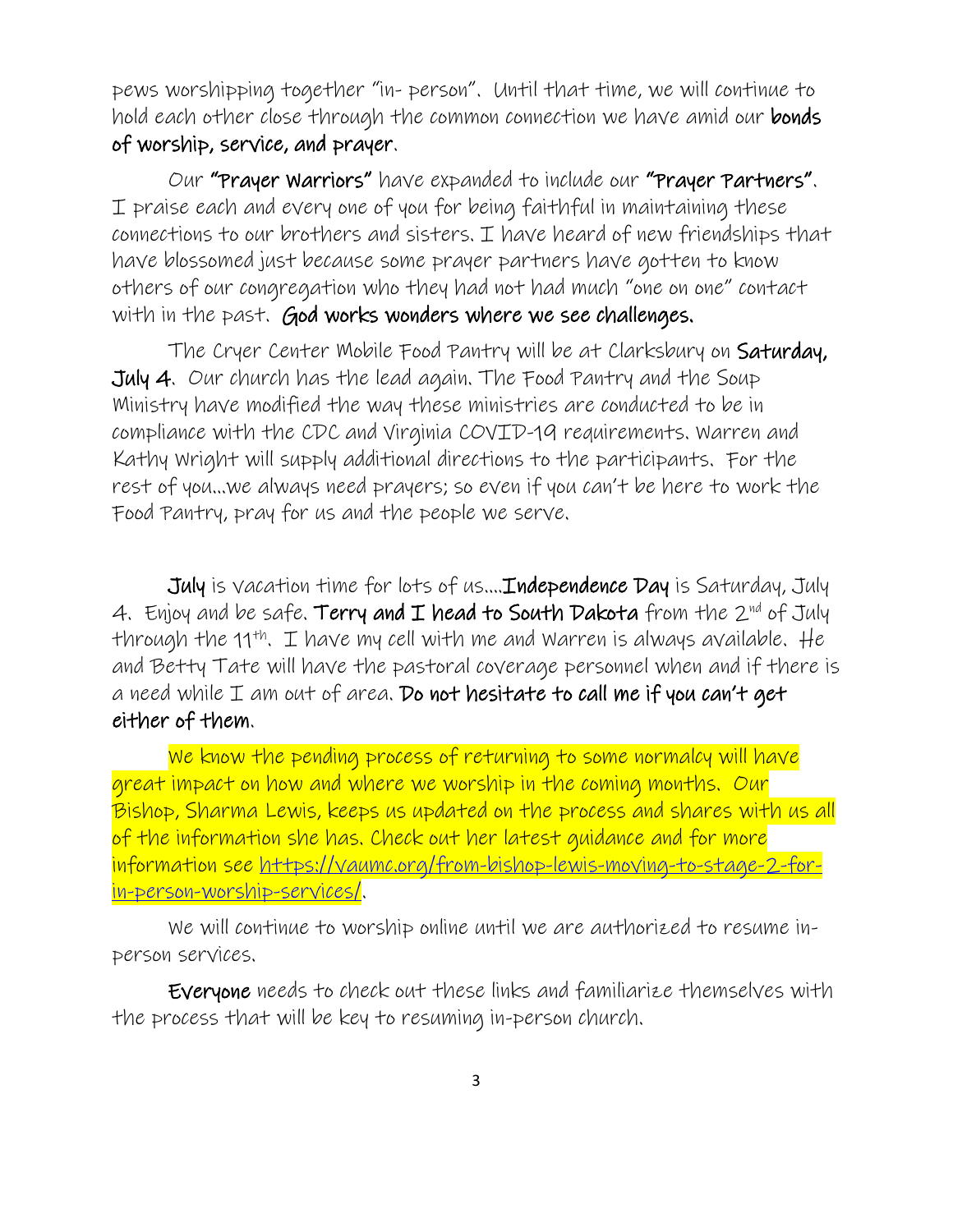pews worshipping together "in- person". Until that time, we will continue to hold each other close through the common connection we have amid our **bonds of worship, service, and prayer**.

Our **"Prayer Warriors"** have expanded to include our **"Prayer Partners"**. I praise each and every one of you for being faithful in maintaining these connections to our brothers and sisters. I have heard of new friendships that have blossomed just because some prayer partners have gotten to know others of our congregation who they had not had much "one on one" contact with in the past. **God works wonders where we see challenges.**

The Cryer Center Mobile Food Pantry will be at Clarksbury on **Saturday, July 4**. Our church has the lead again. The Food Pantry and the Soup Ministry have modified the way these ministries are conducted to be in compliance with the CDC and Virginia COVID-19 requirements. Warren and Kathy Wright will supply additional directions to the participants. For the rest of you...we always need prayers; so even if you can't be here to work the Food Pantry, pray for us and the people we serve.

**July** is vacation time for lots of us....**Independence Day** is Saturday, July 4. Enjoy and be safe. **Terry and I head to South Dakota** from the 2nd of July through the 11th. I have my cell with me and Warren is always available. He and Betty Tate will have the pastoral coverage personnel when and if there is a need while I am out of area. **Do not hesitate to call me if you can't get either of them.**

We know the pending process of returning to some normalcy will have great impact on how and where we worship in the coming months. Our Bishop, Sharma Lewis, keeps us updated on the process and shares with us all of the information she has. Check out her latest guidance and for more information see [https://vaumc.org/from-bishop-lewis-moving-to-stage-2-for-in-person-worship-services/](https://vaumc.org/from-bishop-lewis-moving-to-stage-2-for-in-person-worship-services/).

We will continue to worship online until we are authorized to resume in-person services.

**Everyone** needs to check out these links and familiarize themselves with the process that will be key to resuming in-person church.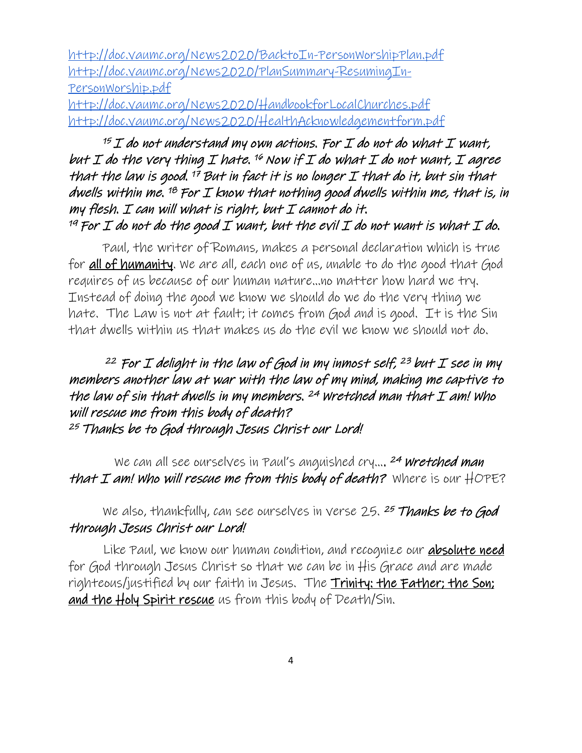[http://doc.vaumc.org/News2020/BacktoIn-PersonWorshipPlan.pdf](http://doc.vaumc.org/News2020/BacktoIn-PersonWorshipPlan.pdf)
[http://doc.vaumc.org/News2020/PlanSummary-ResumingIn-PersonWorship.pdf](http://doc.vaumc.org/News2020/PlanSummary-ResumingIn-PersonWorship.pdf)
[http://doc.vaumc.org/News2020/HandbookforLocalChurches.pdf](http://doc.vaumc.org/News2020/HandbookforLocalChurches.pdf)
[http://doc.vaumc.org/News2020/HealthAcknowledgementform.pdf](http://doc.vaumc.org/News2020/HealthAcknowledgementform.pdf)

*[15] I do not understand my own actions. For I do not do what I want, but I do the very thing I hate. [16] Now if I do what I do not want, I agree that the law is good. [17] But in fact it is no longer I that do it, but sin that dwells within me. [18] For I know that nothing good dwells within me, that is, in my flesh. I can will what is right, but I cannot do it.*
*[19] For I do not do the good I want, but the evil I do not want is what I do.*

Paul, the writer of Romans, makes a personal declaration which is true for **all of humanity**. We are all, each one of us, unable to do the good that God requires of us because of our human nature…no matter how hard we try. Instead of doing the good we know we should do we do the very thing we hate. The Law is not at fault; it comes from God and is good. It is the Sin that dwells within us that makes us do the evil we know we should not do.

*[22] For I delight in the law of God in my inmost self, [23] but I see in my members another law at war with the law of my mind, making me captive to the law of sin that dwells in my members. [24] Wretched man that I am! Who will rescue me from this body of death?*
*[25] Thanks be to God through Jesus Christ our Lord!*

We can all see ourselves in Paul's anguished cry…. *[24] Wretched man that I am! Who will rescue me from this body of death?* Where is our HOPE?

We also, thankfully, can see ourselves in verse 25. *[25] Thanks be to God through Jesus Christ our Lord!*

Like Paul, we know our human condition, and recognize our **absolute need** for God through Jesus Christ so that we can be in His Grace and are made righteous/justified by our faith in Jesus. The **Trinity: the Father; the Son; and the Holy Spirit rescue** us from this body of Death/Sin.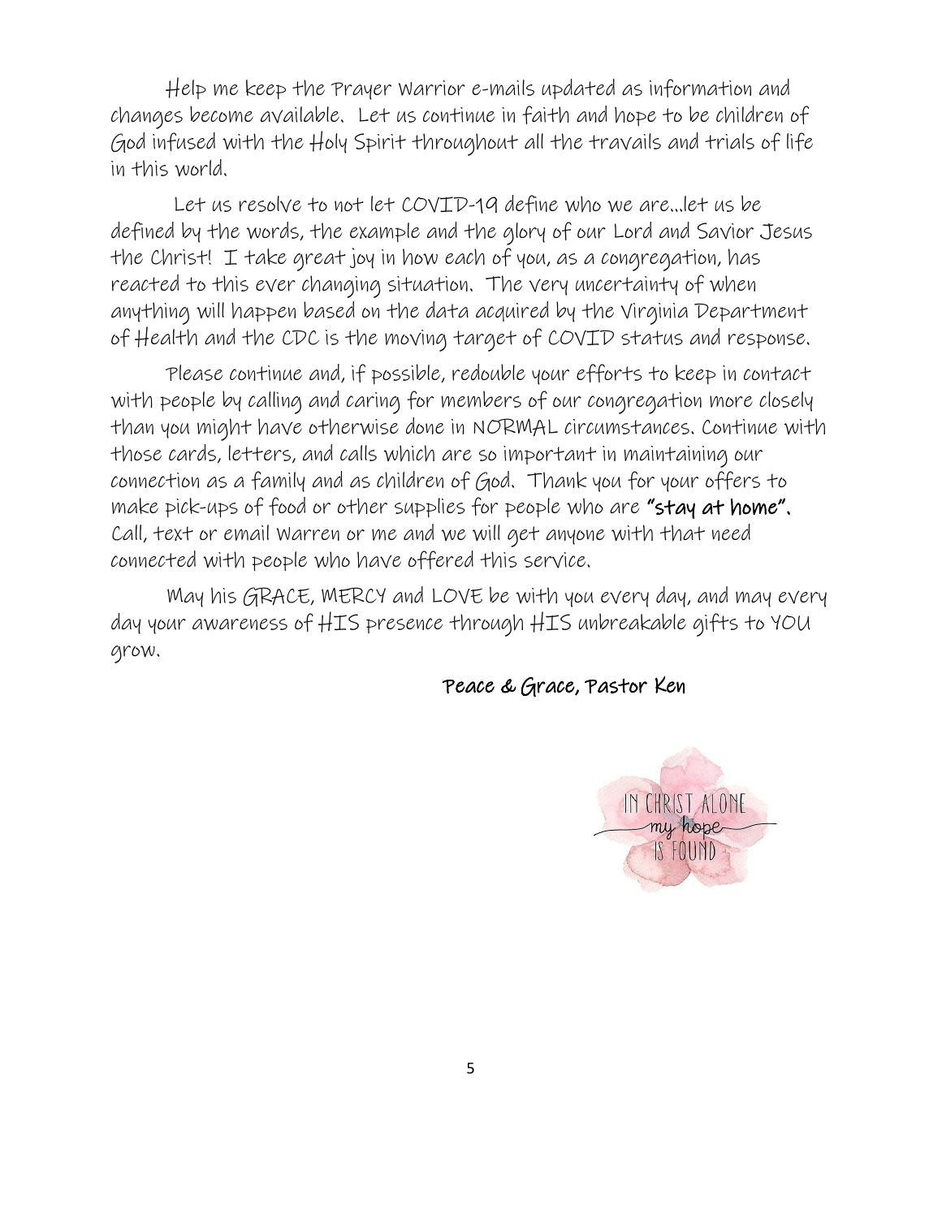Help me keep the Prayer Warrior e-mails updated as information and changes become available. Let us continue in faith and hope to be children of God infused with the Holy Spirit throughout all the travails and trials of life in this world.

Let us resolve to not let COVID-19 define who we are…let us be defined by the words, the example and the glory of our Lord and Savior Jesus the Christ! I take great joy in how each of you, as a congregation, has reacted to this ever changing situation. The very uncertainty of when anything will happen based on the data acquired by the Virginia Department of Health and the CDC is the moving target of COVID status and response.

Please continue and, if possible, redouble your efforts to keep in contact with people by calling and caring for members of our congregation more closely than you might have otherwise done in NORMAL circumstances. Continue with those cards, letters, and calls which are so important in maintaining our connection as a family and as children of God. Thank you for your offers to make pick-ups of food or other supplies for people who are **"stay at home".** Call, text or email Warren or me and we will get anyone with that need connected with people who have offered this service.

May his GRACE, MERCY and LOVE be with you every day, and may every day your awareness of HIS presence through HIS unbreakable gifts to YOU grow.

**Peace & Grace, Pastor Ken**

IN CHRIST ALONE
my hope
IS FOUND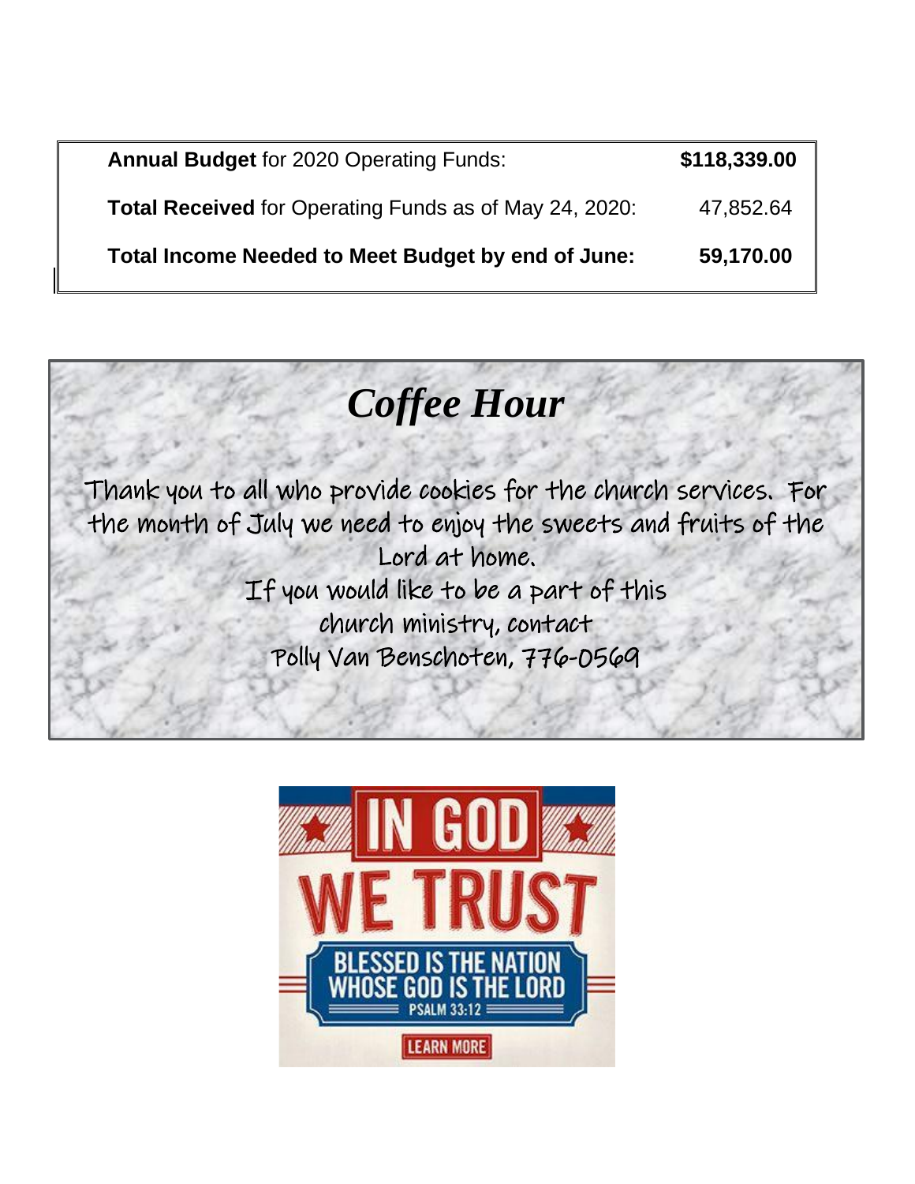| | |
|---|---|
| **Annual Budget** for 2020 Operating Funds: | **$118,339.00** |
| **Total Received** for Operating Funds as of May 24, 2020: | 47,852.64 |
| **Total Income Needed to Meet Budget by end of June:** | **59,170.00** |

# *Coffee Hour*

Thank you to all who provide cookies for the church services. For the month of July we need to enjoy the sweets and fruits of the Lord at home.

If you would like to be a part of this church ministry, contact Polly Van Benschoten, 776-0569

IN GOD WE TRUST

BLESSED IS THE NATION WHOSE GOD IS THE LORD

PSALM 33:12

LEARN MORE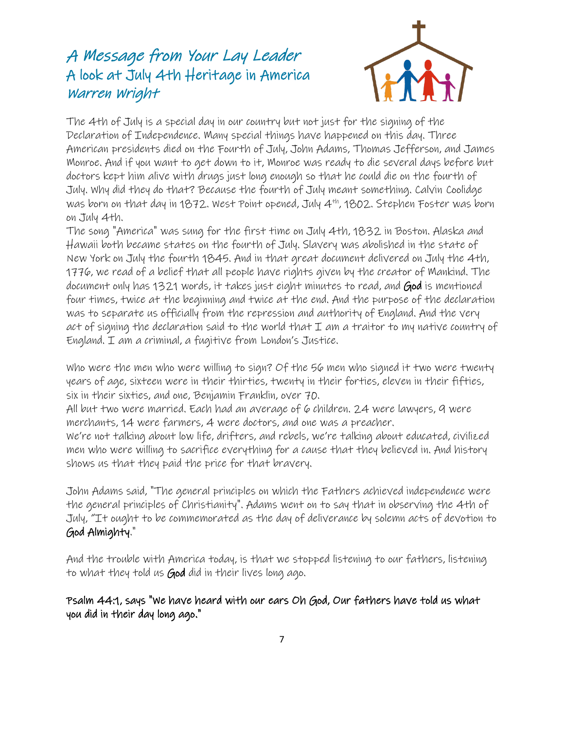# A Message from Your Lay Leader

## A look at July 4th Heritage in America

### Warren Wright

The 4th of July is a special day in our country but not just for the signing of the Declaration of Independence. Many special things have happened on this day. Three American presidents died on the Fourth of July, John Adams, Thomas Jefferson, and James Monroe. And if you want to get down to it, Monroe was ready to die several days before but doctors kept him alive with drugs just long enough so that he could die on the fourth of July. Why did they do that? Because the fourth of July meant something. Calvin Coolidge was born on that day in 1872. West Point opened, July 4th, 1802. Stephen Foster was born on July 4th.

The song "America" was sung for the first time on July 4th, 1832 in Boston. Alaska and Hawaii both became states on the fourth of July. Slavery was abolished in the state of New York on July the fourth 1845. And in that great document delivered on July the 4th, 1776, we read of a belief that all people have rights given by the creator of Mankind. The document only has 1321 words, it takes just eight minutes to read, and **God** is mentioned four times, twice at the beginning and twice at the end. And the purpose of the declaration was to separate us officially from the repression and authority of England. And the very act of signing the declaration said to the world that I am a traitor to my native country of England. I am a criminal, a fugitive from London's Justice.

Who were the men who were willing to sign? Of the 56 men who signed it two were twenty years of age, sixteen were in their thirties, twenty in their forties, eleven in their fifties, six in their sixties, and one, Benjamin Franklin, over 70.

All but two were married. Each had an average of 6 children. 24 were lawyers, 9 were merchants, 14 were farmers, 4 were doctors, and one was a preacher.

We're not talking about low life, drifters, and rebels, we're talking about educated, civilized men who were willing to sacrifice everything for a cause that they believed in. And history shows us that they paid the price for that bravery.

John Adams said, "The general principles on which the Fathers achieved independence were the general principles of Christianity". Adams went on to say that in observing the 4th of July, "It ought to be commemorated as the day of deliverance by solemn acts of devotion to **God Almighty**."

And the trouble with America today, is that we stopped listening to our fathers, listening to what they told us **God** did in their lives long ago.

**Psalm 44:1, says "We have heard with our ears Oh God, Our fathers have told us what you did in their day long ago."**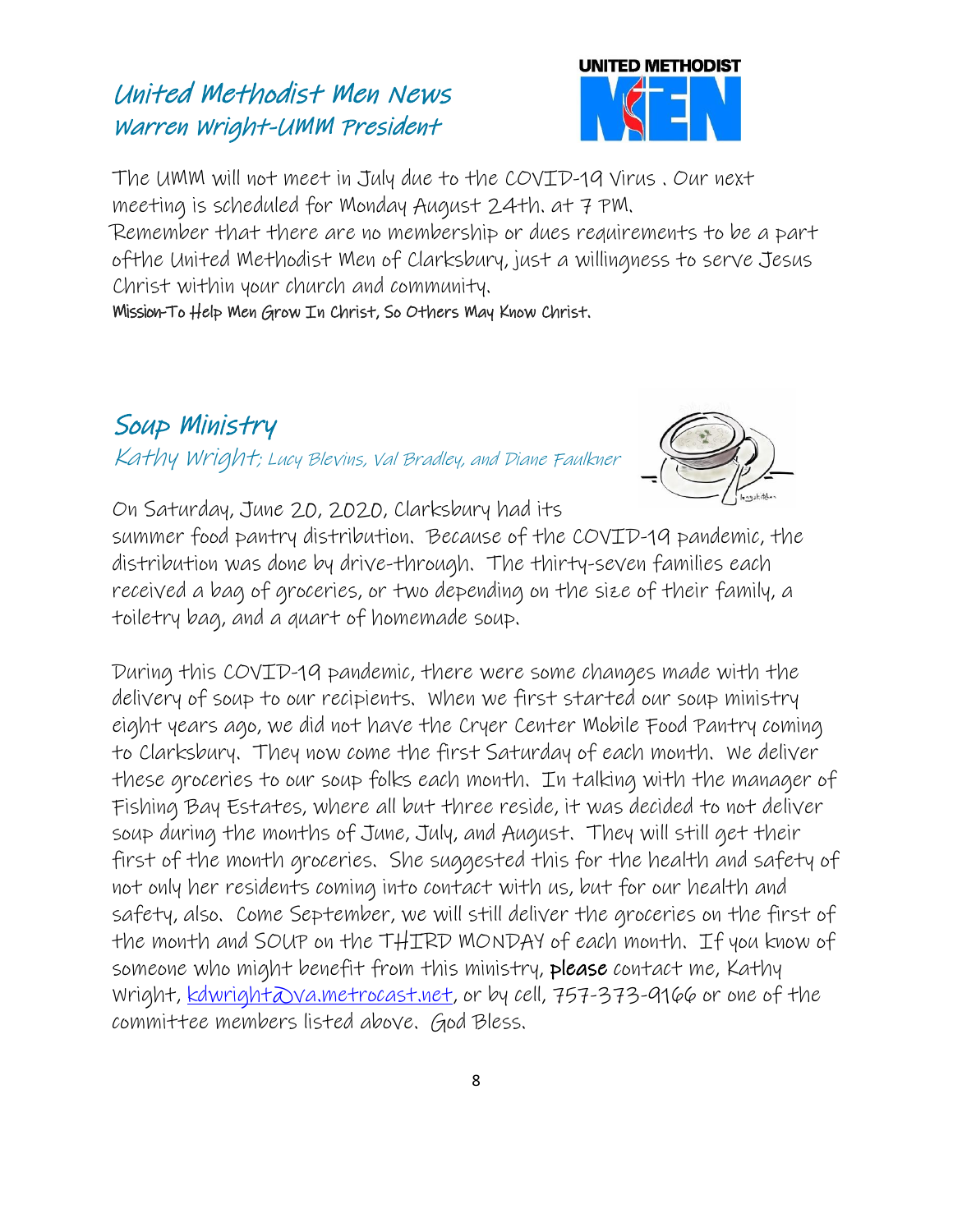# United Methodist Men News

## Warren Wright-UMM President

The UMM will not meet in July due to the COVID-19 Virus . Our next meeting is scheduled for Monday August 24th. at 7 PM.

Remember that there are no membership or dues requirements to be a part ofthe United Methodist Men of Clarksbury, just a willingness to serve Jesus Christ within your church and community.

**Mission-To Help Men Grow In Christ, So Others May Know Christ.**

# Soup Ministry

*Kathy Wright; Lucy Blevins, Val Bradley, and Diane Faulkner*

On Saturday, June 20, 2020, Clarksbury had its summer food pantry distribution. Because of the COVID-19 pandemic, the distribution was done by drive-through. The thirty-seven families each received a bag of groceries, or two depending on the size of their family, a toiletry bag, and a quart of homemade soup.

During this COVID-19 pandemic, there were some changes made with the delivery of soup to our recipients. When we first started our soup ministry eight years ago, we did not have the Cryer Center Mobile Food Pantry coming to Clarksbury. They now come the first Saturday of each month. We deliver these groceries to our soup folks each month. In talking with the manager of Fishing Bay Estates, where all but three reside, it was decided to not deliver soup during the months of June, July, and August. They will still get their first of the month groceries. She suggested this for the health and safety of not only her residents coming into contact with us, but for our health and safety, also. Come September, we will still deliver the groceries on the first of the month and SOUP on the THIRD MONDAY of each month. If you know of someone who might benefit from this ministry, **please** contact me, Kathy Wright, kdwright@va.metrocast.net, or by cell, 757-373-9166 or one of the committee members listed above. God Bless.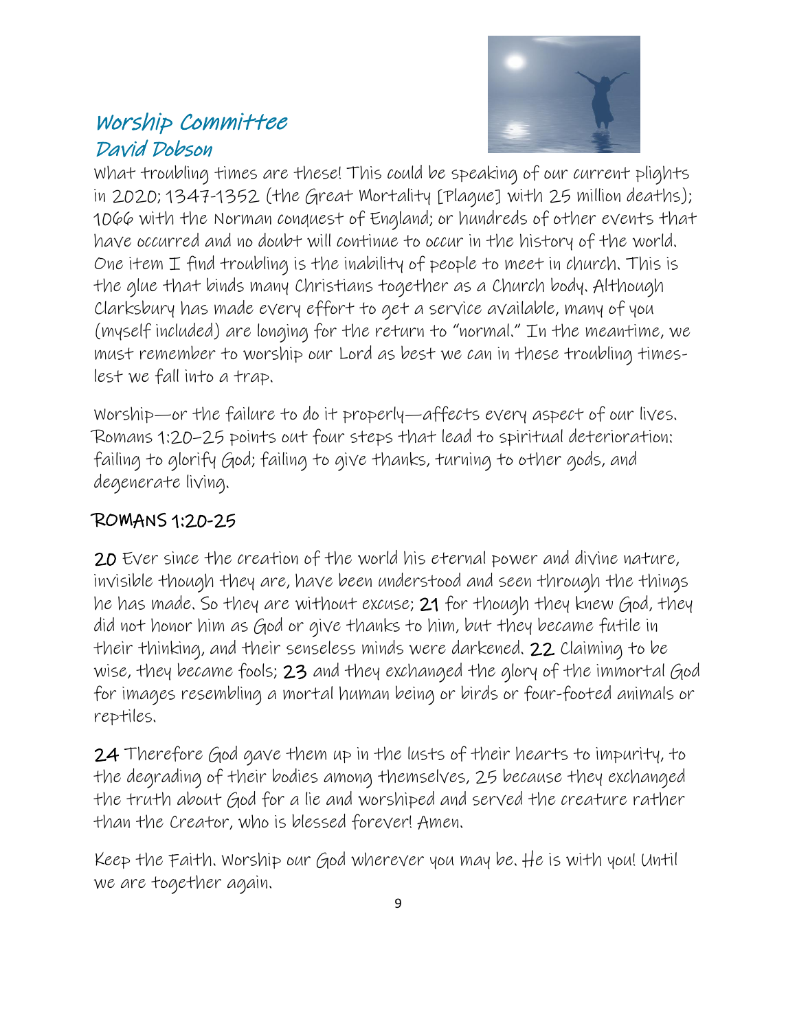## Worship Committee
### David Dobson

What troubling times are these! This could be speaking of our current plights in 2020; 1347-1352 (the Great Mortality [Plague] with 25 million deaths); 1066 with the Norman conquest of England; or hundreds of other events that have occurred and no doubt will continue to occur in the history of the world. One item I find troubling is the inability of people to meet in church. This is the glue that binds many Christians together as a Church body. Although Clarksbury has made every effort to get a service available, many of you (myself included) are longing for the return to "normal." In the meantime, we must remember to worship our Lord as best we can in these troubling times-lest we fall into a trap.

Worship—or the failure to do it properly—affects every aspect of our lives. Romans 1:20–25 points out four steps that lead to spiritual deterioration: failing to glorify God; failing to give thanks, turning to other gods, and degenerate living.

### ROMANS 1:20-25

20 Ever since the creation of the world his eternal power and divine nature, invisible though they are, have been understood and seen through the things he has made. So they are without excuse; 21 for though they knew God, they did not honor him as God or give thanks to him, but they became futile in their thinking, and their senseless minds were darkened. 22 Claiming to be wise, they became fools; 23 and they exchanged the glory of the immortal God for images resembling a mortal human being or birds or four-footed animals or reptiles.

24 Therefore God gave them up in the lusts of their hearts to impurity, to the degrading of their bodies among themselves, 25 because they exchanged the truth about God for a lie and worshiped and served the creature rather than the Creator, who is blessed forever! Amen.

Keep the Faith. Worship our God wherever you may be. He is with you! Until we are together again.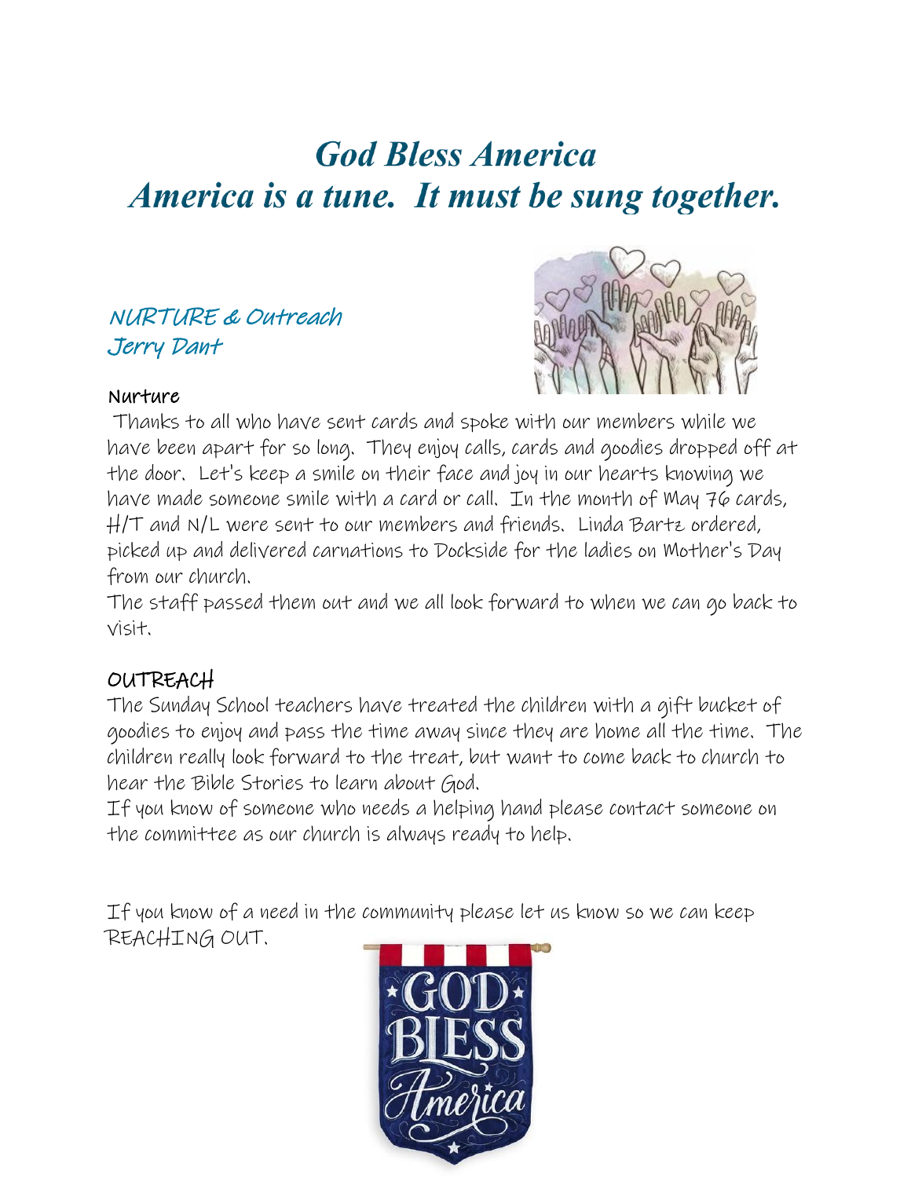# *God Bless America*
# *America is a tune. It must be sung together.*

## NURTURE & Outreach
## Jerry Dant

### Nurture

Thanks to all who have sent cards and spoke with our members while we have been apart for so long. They enjoy calls, cards and goodies dropped off at the door. Let's keep a smile on their face and joy in our hearts knowing we have made someone smile with a card or call. In the month of May 76 cards, H/T and N/L were sent to our members and friends. Linda Bartz ordered, picked up and delivered carnations to Dockside for the ladies on Mother's Day from our church.

The staff passed them out and we all look forward to when we can go back to visit.

### OUTREACH

The Sunday School teachers have treated the children with a gift bucket of goodies to enjoy and pass the time away since they are home all the time. The children really look forward to the treat, but want to come back to church to hear the Bible Stories to learn about God.

If you know of someone who needs a helping hand please contact someone on the committee as our church is always ready to help.

If you know of a need in the community please let us know so we can keep REACHING OUT.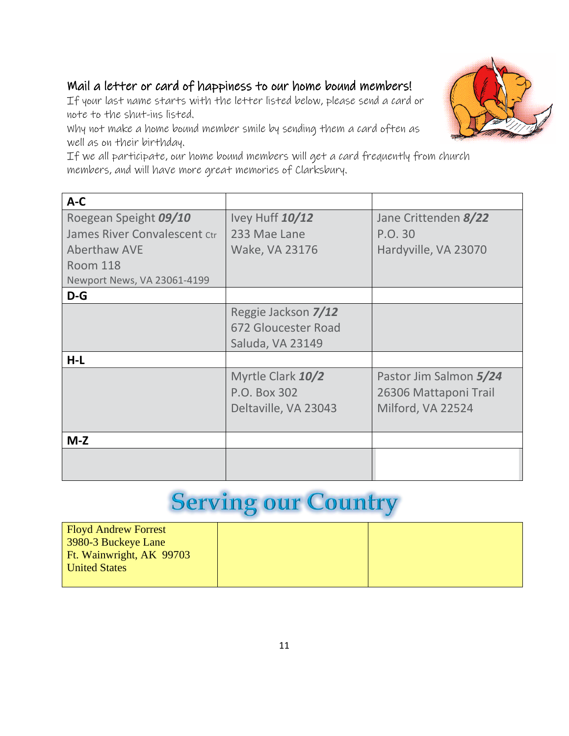## Mail a letter or card of happiness to our home bound members!

If your last name starts with the letter listed below, please send a card or note to the shut-ins listed.

Why not make a home bound member smile by sending them a card often as well as on their birthday.

If we all participate, our home bound members will get a card frequently from church members, and will have more great memories of Clarksbury.

| **A-C** | | |
|---|---|---|
| Roegean Speight ***09/10***<br>James River Convalescent Ctr<br>Aberthaw AVE<br>Room 118<br>Newport News, VA 23061-4199 | Ivey Huff ***10/12***<br>233 Mae Lane<br>Wake, VA 23176 | Jane Crittenden ***8/22***<br>P.O. 30<br>Hardyville, VA 23070 |
| **D-G** | | |
| | Reggie Jackson ***7/12***<br>672 Gloucester Road<br>Saluda, VA 23149 | |
| **H-L** | | |
| | Myrtle Clark ***10/2***<br>P.O. Box 302<br>Deltaville, VA 23043 | Pastor Jim Salmon ***5/24***<br>26306 Mattaponi Trail<br>Milford, VA 22524 |
| **M-Z** | | |
| | | |

## Serving our Country

| Floyd Andrew Forrest<br>3980-3 Buckeye Lane<br>Ft. Wainwright, AK 99703<br>United States | | |
|---|---|---|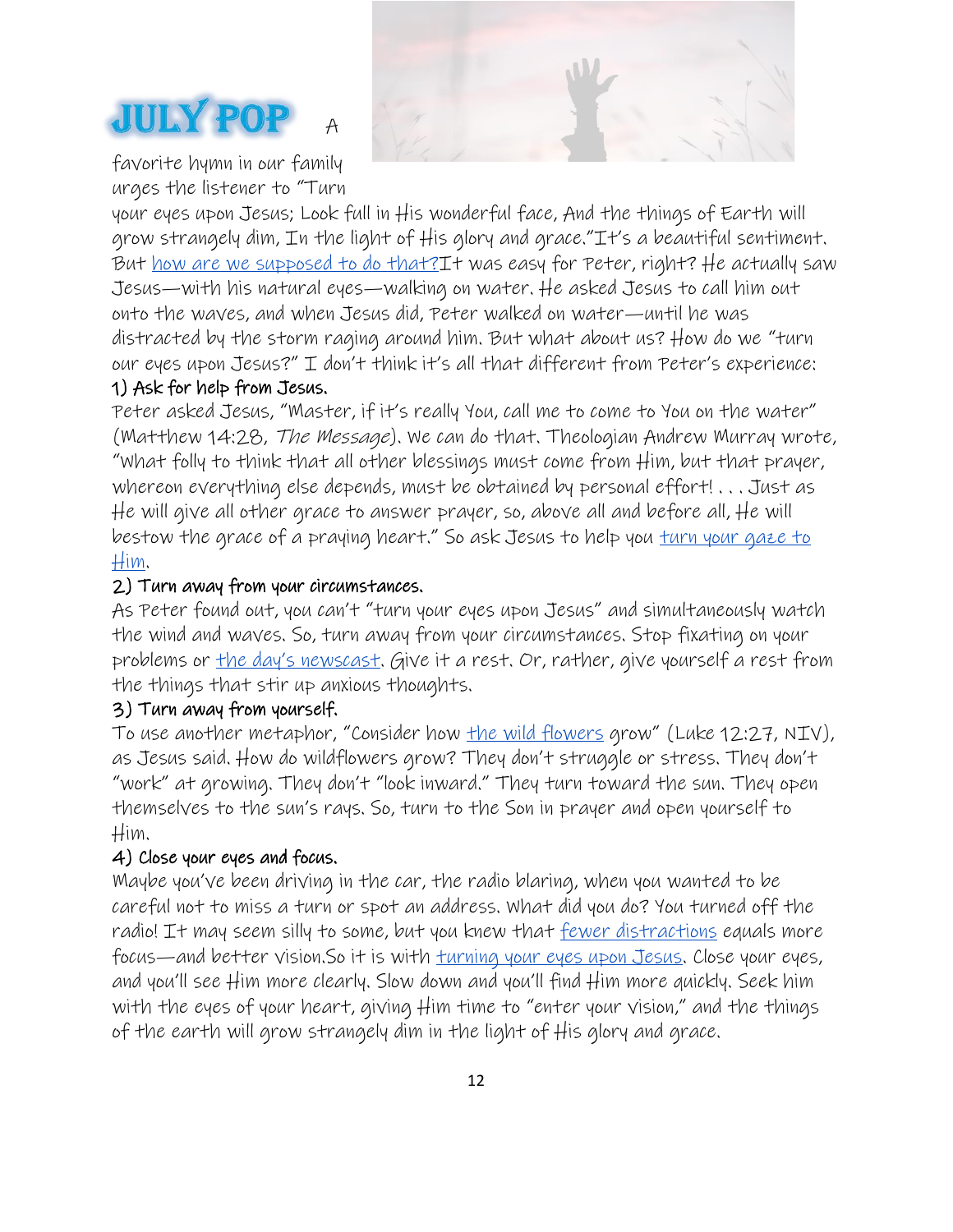# JULY POP

A favorite hymn in our family urges the listener to "Turn your eyes upon Jesus; Look full in His wonderful face, And the things of Earth will grow strangely dim, In the light of His glory and grace."It's a beautiful sentiment. But how are we supposed to do that?It was easy for Peter, right? He actually saw Jesus—with his natural eyes—walking on water. He asked Jesus to call him out onto the waves, and when Jesus did, Peter walked on water—until he was distracted by the storm raging around him. But what about us? How do we "turn our eyes upon Jesus?" I don't think it's all that different from Peter's experience:

**1) Ask for help from Jesus.**

Peter asked Jesus, "Master, if it's really You, call me to come to You on the water" (Matthew 14:28, *The Message*). We can do that. Theologian Andrew Murray wrote, "What folly to think that all other blessings must come from Him, but that prayer, whereon everything else depends, must be obtained by personal effort! . . . Just as He will give all other grace to answer prayer, so, above all and before all, He will bestow the grace of a praying heart." So ask Jesus to help you turn your gaze to Him.

**2) Turn away from your circumstances.**

As Peter found out, you can't "turn your eyes upon Jesus" and simultaneously watch the wind and waves. So, turn away from your circumstances. Stop fixating on your problems or the day's newscast. Give it a rest. Or, rather, give yourself a rest from the things that stir up anxious thoughts.

**3) Turn away from yourself.**

To use another metaphor, "Consider how the wild flowers grow" (Luke 12:27, NIV), as Jesus said. How do wildflowers grow? They don't struggle or stress. They don't "work" at growing. They don't "look inward." They turn toward the sun. They open themselves to the sun's rays. So, turn to the Son in prayer and open yourself to Him.

**4) Close your eyes and focus.**

Maybe you've been driving in the car, the radio blaring, when you wanted to be careful not to miss a turn or spot an address. What did you do? You turned off the radio! It may seem silly to some, but you knew that fewer distractions equals more focus—and better vision.So it is with turning your eyes upon Jesus. Close your eyes, and you'll see Him more clearly. Slow down and you'll find Him more quickly. Seek him with the eyes of your heart, giving Him time to "enter your vision," and the things of the earth will grow strangely dim in the light of His glory and grace.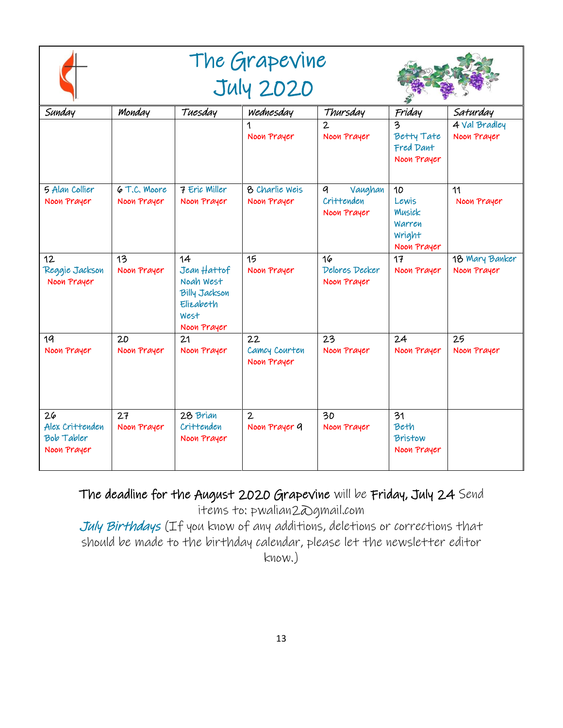# The Grapevine
## July 2020

| Sunday | Monday | Tuesday | Wednesday | Thursday | Friday | Saturday |
|---|---|---|---|---|---|---|
| | | | 1 Noon Prayer | 2 Noon Prayer | 3 Betty Tate Fred Dant Noon Prayer | 4 Val Bradley Noon Prayer |
| 5 Alan Collier Noon Prayer | 6 T.C. Moore Noon Prayer | 7 Eric Miller Noon Prayer | 8 Charlie Weis Noon Prayer | 9 Vaughan Crittenden Noon Prayer | 10 Lewis Musick Warren Wright Noon Prayer | 11 Noon Prayer |
| 12 Reggie Jackson Noon Prayer | 13 Noon Prayer | 14 Jean Hattof Noah West Billy Jackson Elizabeth West Noon Prayer | 15 Noon Prayer | 16 Delores Decker Noon Prayer | 17 Noon Prayer | 18 Mary Banker Noon Prayer |
| 19 Noon Prayer | 20 Noon Prayer | 21 Noon Prayer | 22 Camcy Courten Noon Prayer | 23 Noon Prayer | 24 Noon Prayer | 25 Noon Prayer |
| 26 Alex Crittenden Bob Tabler Noon Prayer | 27 Noon Prayer | 28 Brian Crittenden Noon Prayer | 2 Noon Prayer 9 | 30 Noon Prayer | 31 Beth Bristow Noon Prayer | |

**The deadline for the August 2020 Grapevine** will be **Friday, July 24** Send items to: pwalian2@gmail.com

*July Birthdays* (If you know of any additions, deletions or corrections that should be made to the birthday calendar, please let the newsletter editor know.)